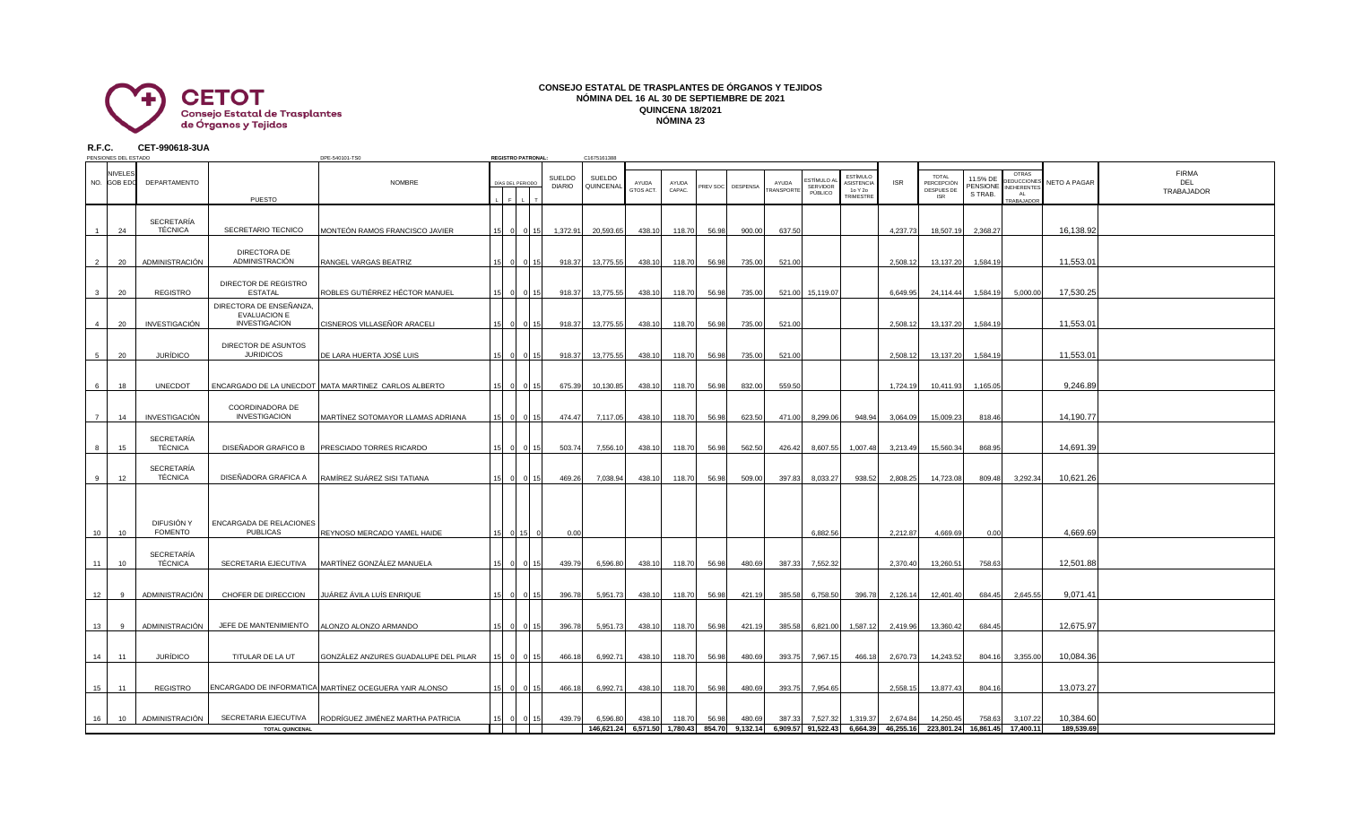**CETOT** Consejo Estatal de Trasplantes de Órganos y Tejidos

# CONSEJO ESTATAL DE TRASPLANTES DE ÓRGANOS Y TEJIDOS
## NÓMINA DEL 16 AL 30 DE SEPTIEMBRE DE 2021
## QUINCENA 18/2021
## NÓMINA 23

**R.F.C.** CET-990618-3UA

PENSIONES DEL ESTADO DPE-540101-TS0 **REGISTRO PATRONAL:** C1675161388

| NO. | NIVELES GOB EDO | DEPARTAMENTO | PUESTO | NOMBRE | DÍAS DEL PERIODO L | F | L | T | SUELDO DIARIO | SUELDO QUINCENAL | AYUDA GTOS ACT. | AYUDA CAPAC. | PREV SOC | DESPENSA | AYUDA TRANSPORTE | ESTÍMULO AL SERVIDOR PÚBLICO | ESTÍMULO ASISTENCIA 1o Y 2o TRIMESTRE | ISR | TOTAL PERCEPCIÓN DESPUES DE ISR | 11.5% DE PENSIONES TRAB. | OTRAS DEDUCCIONES INEHERENTES AL TRABAJADOR | NETO A PAGAR | FIRMA DEL TRABAJADOR |
|---|---|---|---|---|---|---|---|---|---|---|---|---|---|---|---|---|---|---|---|---|---|---|---|
| 1 | 24 | SECRETARÍA TÉCNICA | SECRETARIO TECNICO | MONTEÓN RAMOS FRANCISCO JAVIER | 15 | 0 | 0 | 15 | 1,372.91 | 20,593.65 | 438.10 | 118.70 | 56.98 | 900.00 | 637.50 | | | 4,237.73 | 18,507.19 | 2,368.27 | | 16,138.92 | |
| 2 | 20 | ADMINISTRACIÓN | DIRECTORA DE ADMINISTRACIÓN | RANGEL VARGAS BEATRIZ | 15 | 0 | 0 | 15 | 918.37 | 13,775.55 | 438.10 | 118.70 | 56.98 | 735.00 | 521.00 | | | 2,508.12 | 13,137.20 | 1,584.19 | | 11,553.01 | |
| 3 | 20 | REGISTRO | DIRECTOR DE REGISTRO ESTATAL | ROBLES GUTIÉRREZ HÉCTOR MANUEL | 15 | 0 | 0 | 15 | 918.37 | 13,775.55 | 438.10 | 118.70 | 56.98 | 735.00 | 521.00 | 15,119.07 | | 6,649.95 | 24,114.44 | 1,584.19 | 5,000.00 | 17,530.25 | |
| 4 | 20 | INVESTIGACIÓN | DIRECTORA DE ENSEÑANZA, EVALUACION E INVESTIGACION | CISNEROS VILLASEÑOR ARACELI | 15 | 0 | 0 | 15 | 918.37 | 13,775.55 | 438.10 | 118.70 | 56.98 | 735.00 | 521.00 | | | 2,508.12 | 13,137.20 | 1,584.19 | | 11,553.01 | |
| 5 | 20 | JURÍDICO | DIRECTOR DE ASUNTOS JURIDICOS | DE LARA HUERTA JOSÉ LUIS | 15 | 0 | 0 | 15 | 918.37 | 13,775.55 | 438.10 | 118.70 | 56.98 | 735.00 | 521.00 | | | 2,508.12 | 13,137.20 | 1,584.19 | | 11,553.01 | |
| 6 | 18 | UNECDOT | ENCARGADO DE LA UNECDOT | MATA MARTINEZ CARLOS ALBERTO | 15 | 0 | 0 | 15 | 675.39 | 10,130.85 | 438.10 | 118.70 | 56.98 | 832.00 | 559.50 | | | 1,724.19 | 10,411.93 | 1,165.05 | | 9,246.89 | |
| 7 | 14 | INVESTIGACIÓN | COORDINADORA DE INVESTIGACION | MARTÍNEZ SOTOMAYOR LLAMAS ADRIANA | 15 | 0 | 0 | 15 | 474.47 | 7,117.05 | 438.10 | 118.70 | 56.98 | 623.50 | 471.00 | 8,299.06 | 948.94 | 3,064.09 | 15,009.23 | 818.46 | | 14,190.77 | |
| 8 | 15 | SECRETARÍA TÉCNICA | DISEÑADOR GRAFICO B | PRESCIADO TORRES RICARDO | 15 | 0 | 0 | 15 | 503.74 | 7,556.10 | 438.10 | 118.70 | 56.98 | 562.50 | 426.42 | 8,607.55 | 1,007.48 | 3,213.49 | 15,560.34 | 868.95 | | 14,691.39 | |
| 9 | 12 | SECRETARÍA TÉCNICA | DISEÑADORA GRAFICA A | RAMÍREZ SUÁREZ SISI TATIANA | 15 | 0 | 0 | 15 | 469.26 | 7,038.94 | 438.10 | 118.70 | 56.98 | 509.00 | 397.83 | 8,033.27 | 938.52 | 2,808.25 | 14,723.08 | 809.48 | 3,292.34 | 10,621.26 | |
| 10 | 10 | DIFUSIÓN Y FOMENTO | ENCARGADA DE RELACIONES PUBLICAS | REYNOSO MERCADO YAMEL HAIDE | 15 | 0 | 15 | 0 | 0.00 | | | | | | | 6,882.56 | | 2,212.87 | 4,669.69 | 0.00 | | 4,669.69 | |
| 11 | 10 | SECRETARÍA TÉCNICA | SECRETARIA EJECUTIVA | MARTÍNEZ GONZÁLEZ MANUELA | 15 | 0 | 0 | 15 | 439.79 | 6,596.80 | 438.10 | 118.70 | 56.98 | 480.69 | 387.33 | 7,552.32 | | 2,370.40 | 13,260.51 | 758.63 | | 12,501.88 | |
| 12 | 9 | ADMINISTRACIÓN | CHOFER DE DIRECCION | JUÁREZ ÁVILA LUÍS ENRIQUE | 15 | 0 | 0 | 15 | 396.78 | 5,951.73 | 438.10 | 118.70 | 56.98 | 421.19 | 385.58 | 6,758.50 | 396.78 | 2,126.14 | 12,401.40 | 684.45 | 2,645.55 | 9,071.41 | |
| 13 | 9 | ADMINISTRACIÓN | JEFE DE MANTENIMIENTO | ALONZO ALONZO ARMANDO | 15 | 0 | 0 | 15 | 396.78 | 5,951.73 | 438.10 | 118.70 | 56.98 | 421.19 | 385.58 | 6,821.00 | 1,587.12 | 2,419.96 | 13,360.42 | 684.45 | | 12,675.97 | |
| 14 | 11 | JURÍDICO | TITULAR DE LA UT | GONZÁLEZ ANZURES GUADALUPE DEL PILAR | 15 | 0 | 0 | 15 | 466.18 | 6,992.71 | 438.10 | 118.70 | 56.98 | 480.69 | 393.75 | 7,967.15 | 466.18 | 2,670.73 | 14,243.52 | 804.16 | 3,355.00 | 10,084.36 | |
| 15 | 11 | REGISTRO | ENCARGADO DE INFORMATICA | MARTÍNEZ OCEGUERA YAIR ALONSO | 15 | 0 | 0 | 15 | 466.18 | 6,992.71 | 438.10 | 118.70 | 56.98 | 480.69 | 393.75 | 7,954.65 | | 2,558.15 | 13,877.43 | 804.16 | | 13,073.27 | |
| 16 | 10 | ADMINISTRACIÓN | SECRETARIA EJECUTIVA | RODRÍGUEZ JIMÉNEZ MARTHA PATRICIA | 15 | 0 | 0 | 15 | 439.79 | 6,596.80 | 438.10 | 118.70 | 56.98 | 480.69 | 387.33 | 7,527.32 | 1,319.37 | 2,674.84 | 14,250.45 | 758.63 | 3,107.22 | 10,384.60 | |
| | | | TOTAL QUINCENAL | | | | | | | 146,621.24 | 6,571.50 | 1,780.43 | 854.70 | 9,132.14 | 6,909.57 | 91,522.43 | 6,664.39 | 46,255.16 | 223,801.24 | 16,861.45 | 17,400.11 | 189,539.69 | |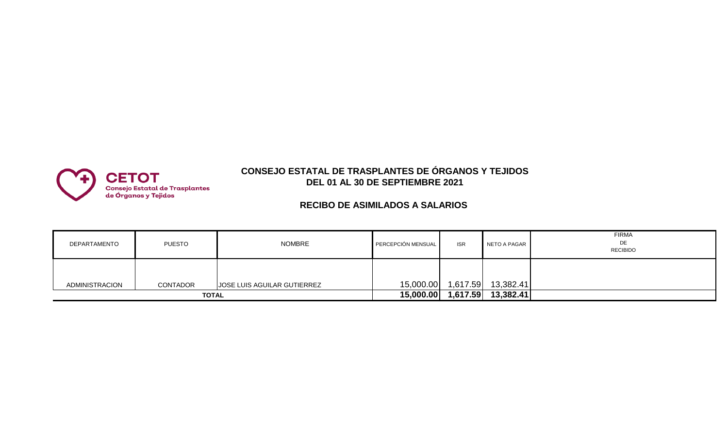CETOT
Consejo Estatal de Trasplantes de Órganos y Tejidos

## CONSEJO ESTATAL DE TRASPLANTES DE ÓRGANOS Y TEJIDOS
## DEL 01 AL 30 DE SEPTIEMBRE 2021

## RECIBO DE ASIMILADOS A SALARIOS

| DEPARTAMENTO | PUESTO | NOMBRE | PERCEPCIÓN MENSUAL | ISR | NETO A PAGAR | FIRMA DE RECIBIDO |
|---|---|---|---|---|---|---|
| ADMINISTRACION | CONTADOR | JOSE LUIS AGUILAR GUTIERREZ | 15,000.00 | 1,617.59 | 13,382.41 | |
| **TOTAL** | | | **15,000.00** | **1,617.59** | **13,382.41** | |